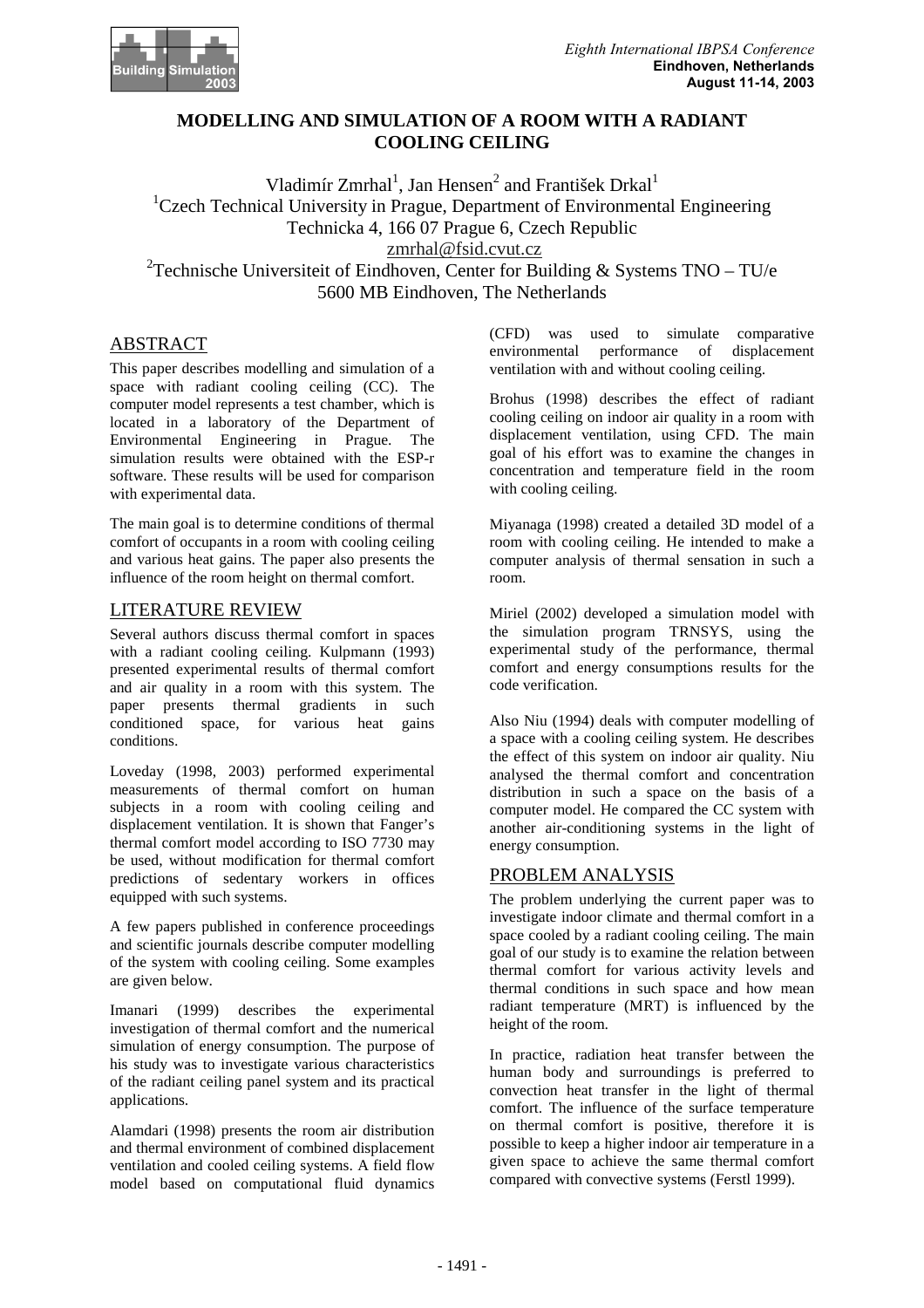# MODELLING AND SIMULATION OF A ROOM WITH A RADIANT COOLING CEILING

Vladimír Zmrhal[1], Jan Hensen[2] and František Drkal[1]

[1]Czech Technical University in Prague, Department of Environmental Engineering
Technicka 4, 166 07 Prague 6, Czech Republic
zmrhal@fsid.cvut.cz

[2]Technische Universiteit of Eindhoven, Center for Building & Systems TNO – TU/e
5600 MB Eindhoven, The Netherlands

## ABSTRACT

This paper describes modelling and simulation of a space with radiant cooling ceiling (CC). The computer model represents a test chamber, which is located in a laboratory of the Department of Environmental Engineering in Prague. The simulation results were obtained with the ESP-r software. These results will be used for comparison with experimental data.

The main goal is to determine conditions of thermal comfort of occupants in a room with cooling ceiling and various heat gains. The paper also presents the influence of the room height on thermal comfort.

## LITERATURE REVIEW

Several authors discuss thermal comfort in spaces with a radiant cooling ceiling. Kulpmann (1993) presented experimental results of thermal comfort and air quality in a room with this system. The paper presents thermal gradients in such conditioned space, for various heat gains conditions.

Loveday (1998, 2003) performed experimental measurements of thermal comfort on human subjects in a room with cooling ceiling and displacement ventilation. It is shown that Fanger's thermal comfort model according to ISO 7730 may be used, without modification for thermal comfort predictions of sedentary workers in offices equipped with such systems.

A few papers published in conference proceedings and scientific journals describe computer modelling of the system with cooling ceiling. Some examples are given below.

Imanari (1999) describes the experimental investigation of thermal comfort and the numerical simulation of energy consumption. The purpose of his study was to investigate various characteristics of the radiant ceiling panel system and its practical applications.

Alamdari (1998) presents the room air distribution and thermal environment of combined displacement ventilation and cooled ceiling systems. A field flow model based on computational fluid dynamics (CFD) was used to simulate comparative environmental performance of displacement ventilation with and without cooling ceiling.

Brohus (1998) describes the effect of radiant cooling ceiling on indoor air quality in a room with displacement ventilation, using CFD. The main goal of his effort was to examine the changes in concentration and temperature field in the room with cooling ceiling.

Miyanaga (1998) created a detailed 3D model of a room with cooling ceiling. He intended to make a computer analysis of thermal sensation in such a room.

Miriel (2002) developed a simulation model with the simulation program TRNSYS, using the experimental study of the performance, thermal comfort and energy consumptions results for the code verification.

Also Niu (1994) deals with computer modelling of a space with a cooling ceiling system. He describes the effect of this system on indoor air quality. Niu analysed the thermal comfort and concentration distribution in such a space on the basis of a computer model. He compared the CC system with another air-conditioning systems in the light of energy consumption.

## PROBLEM ANALYSIS

The problem underlying the current paper was to investigate indoor climate and thermal comfort in a space cooled by a radiant cooling ceiling. The main goal of our study is to examine the relation between thermal comfort for various activity levels and thermal conditions in such space and how mean radiant temperature (MRT) is influenced by the height of the room.

In practice, radiation heat transfer between the human body and surroundings is preferred to convection heat transfer in the light of thermal comfort. The influence of the surface temperature on thermal comfort is positive, therefore it is possible to keep a higher indoor air temperature in a given space to achieve the same thermal comfort compared with convective systems (Ferstl 1999).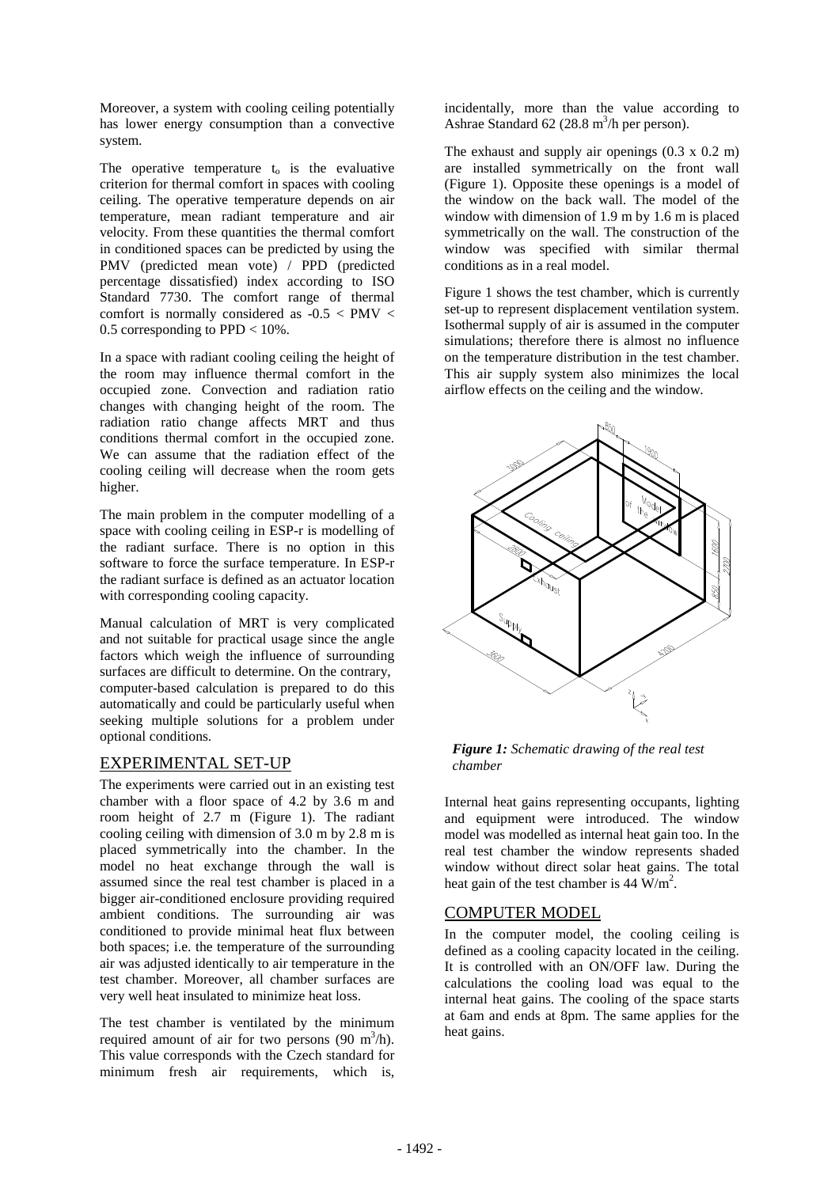Moreover, a system with cooling ceiling potentially has lower energy consumption than a convective system.

The operative temperature $t_o$ is the evaluative criterion for thermal comfort in spaces with cooling ceiling. The operative temperature depends on air temperature, mean radiant temperature and air velocity. From these quantities the thermal comfort in conditioned spaces can be predicted by using the PMV (predicted mean vote) / PPD (predicted percentage dissatisfied) index according to ISO Standard 7730. The comfort range of thermal comfort is normally considered as $-0.5 < PMV < 0.5$ corresponding to $PPD < 10\%$.

In a space with radiant cooling ceiling the height of the room may influence thermal comfort in the occupied zone. Convection and radiation ratio changes with changing height of the room. The radiation ratio change affects MRT and thus conditions thermal comfort in the occupied zone. We can assume that the radiation effect of the cooling ceiling will decrease when the room gets higher.

The main problem in the computer modelling of a space with cooling ceiling in ESP-r is modelling of the radiant surface. There is no option in this software to force the surface temperature. In ESP-r the radiant surface is defined as an actuator location with corresponding cooling capacity.

Manual calculation of MRT is very complicated and not suitable for practical usage since the angle factors which weigh the influence of surrounding surfaces are difficult to determine. On the contrary, computer-based calculation is prepared to do this automatically and could be particularly useful when seeking multiple solutions for a problem under optional conditions.

## EXPERIMENTAL SET-UP

The experiments were carried out in an existing test chamber with a floor space of 4.2 by 3.6 m and room height of 2.7 m (Figure 1). The radiant cooling ceiling with dimension of 3.0 m by 2.8 m is placed symmetrically into the chamber. In the model no heat exchange through the wall is assumed since the real test chamber is placed in a bigger air-conditioned enclosure providing required ambient conditions. The surrounding air was conditioned to provide minimal heat flux between both spaces; i.e. the temperature of the surrounding air was adjusted identically to air temperature in the test chamber. Moreover, all chamber surfaces are very well heat insulated to minimize heat loss.

The test chamber is ventilated by the minimum required amount of air for two persons (90 $m^3$/h). This value corresponds with the Czech standard for minimum fresh air requirements, which is, incidentally, more than the value according to Ashrae Standard 62 (28.8 $m^3$/h per person).

The exhaust and supply air openings (0.3 x 0.2 m) are installed symmetrically on the front wall (Figure 1). Opposite these openings is a model of the window on the back wall. The model of the window with dimension of 1.9 m by 1.6 m is placed symmetrically on the wall. The construction of the window was specified with similar thermal conditions as in a real model.

Figure 1 shows the test chamber, which is currently set-up to represent displacement ventilation system. Isothermal supply of air is assumed in the computer simulations; therefore there is almost no influence on the temperature distribution in the test chamber. This air supply system also minimizes the local airflow effects on the ceiling and the window.

***Figure 1:*** *Schematic drawing of the real test chamber*

Internal heat gains representing occupants, lighting and equipment were introduced. The window model was modelled as internal heat gain too. In the real test chamber the window represents shaded window without direct solar heat gains. The total heat gain of the test chamber is 44 $W/m^2$.

## COMPUTER MODEL

In the computer model, the cooling ceiling is defined as a cooling capacity located in the ceiling. It is controlled with an ON/OFF law. During the calculations the cooling load was equal to the internal heat gains. The cooling of the space starts at 6am and ends at 8pm. The same applies for the heat gains.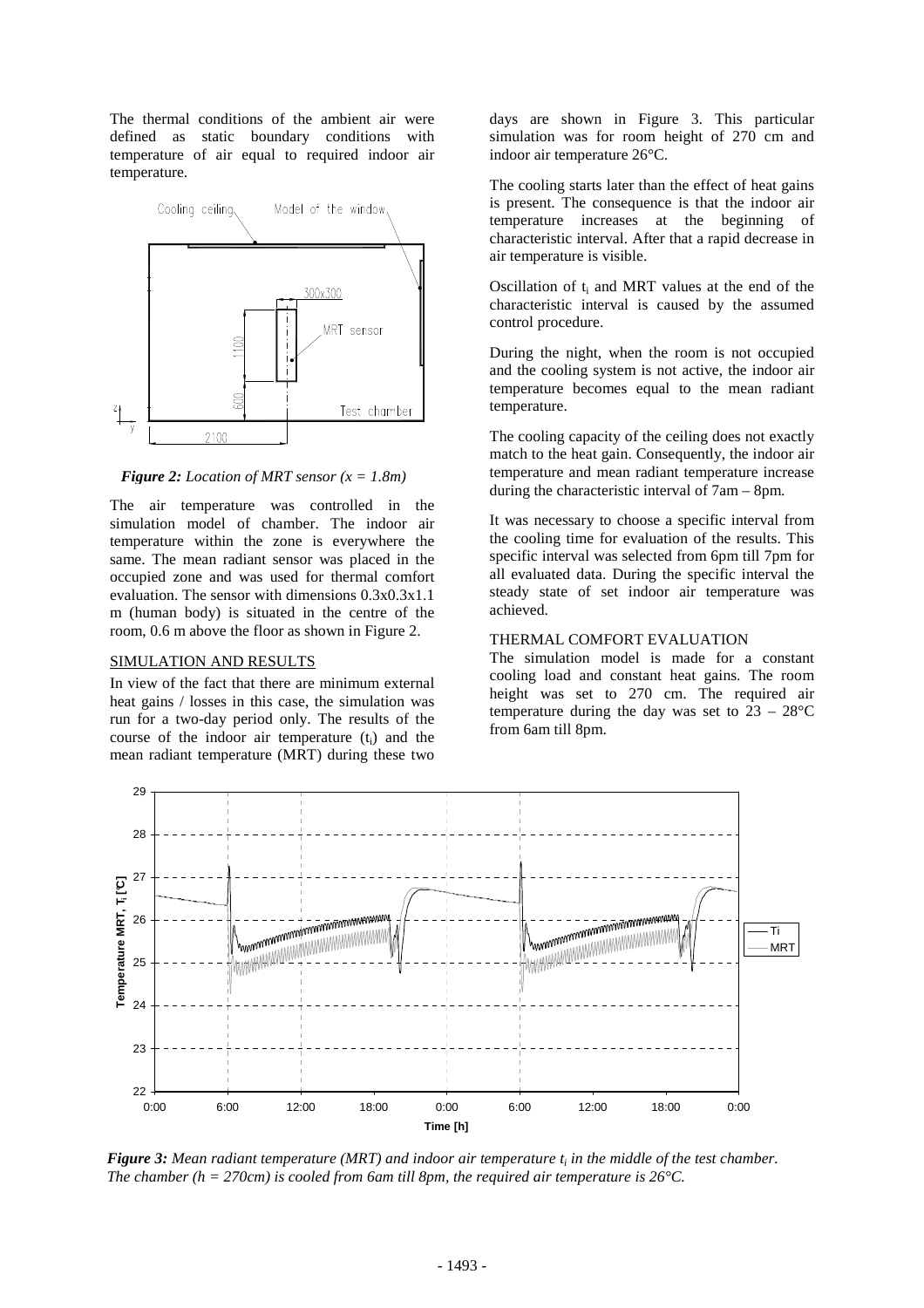The thermal conditions of the ambient air were defined as static boundary conditions with temperature of air equal to required indoor air temperature.

*Figure 2: Location of MRT sensor (x = 1.8m)*

The air temperature was controlled in the simulation model of chamber. The indoor air temperature within the zone is everywhere the same. The mean radiant sensor was placed in the occupied zone and was used for thermal comfort evaluation. The sensor with dimensions 0.3x0.3x1.1 m (human body) is situated in the centre of the room, 0.6 m above the floor as shown in Figure 2.

## SIMULATION AND RESULTS

In view of the fact that there are minimum external heat gains / losses in this case, the simulation was run for a two-day period only. The results of the course of the indoor air temperature ($t_i$) and the mean radiant temperature (MRT) during these two days are shown in Figure 3. This particular simulation was for room height of 270 cm and indoor air temperature 26°C.

The cooling starts later than the effect of heat gains is present. The consequence is that the indoor air temperature increases at the beginning of characteristic interval. After that a rapid decrease in air temperature is visible.

Oscillation of $t_i$ and MRT values at the end of the characteristic interval is caused by the assumed control procedure.

During the night, when the room is not occupied and the cooling system is not active, the indoor air temperature becomes equal to the mean radiant temperature.

The cooling capacity of the ceiling does not exactly match to the heat gain. Consequently, the indoor air temperature and mean radiant temperature increase during the characteristic interval of 7am – 8pm.

It was necessary to choose a specific interval from the cooling time for evaluation of the results. This specific interval was selected from 6pm till 7pm for all evaluated data. During the specific interval the steady state of set indoor air temperature was achieved.

### THERMAL COMFORT EVALUATION

The simulation model is made for a constant cooling load and constant heat gains. The room height was set to 270 cm. The required air temperature during the day was set to 23 – 28°C from 6am till 8pm.

*Figure 3: Mean radiant temperature (MRT) and indoor air temperature $t_i$ in the middle of the test chamber. The chamber (h = 270cm) is cooled from 6am till 8pm, the required air temperature is 26°C.*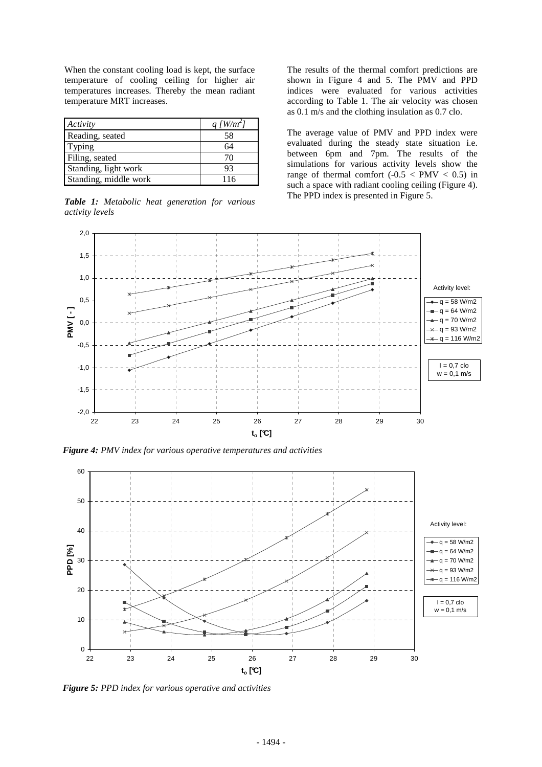When the constant cooling load is kept, the surface temperature of cooling ceiling for higher air temperatures increases. Thereby the mean radiant temperature MRT increases.

| *Activity* | *q [W/m²]* |
|---|---|
| Reading, seated | 58 |
| Typing | 64 |
| Filing, seated | 70 |
| Standing, light work | 93 |
| Standing, middle work | 116 |

***Table 1:** Metabolic heat generation for various activity levels*

The results of the thermal comfort predictions are shown in Figure 4 and 5. The PMV and PPD indices were evaluated for various activities according to Table 1. The air velocity was chosen as 0.1 m/s and the clothing insulation as 0.7 clo.

The average value of PMV and PPD index were evaluated during the steady state situation i.e. between 6pm and 7pm. The results of the simulations for various activity levels show the range of thermal comfort ($-0.5 < PMV < 0.5$) in such a space with radiant cooling ceiling (Figure 4). The PPD index is presented in Figure 5.

***Figure 4:** PMV index for various operative temperatures and activities*

***Figure 5:** PPD index for various operative and activities*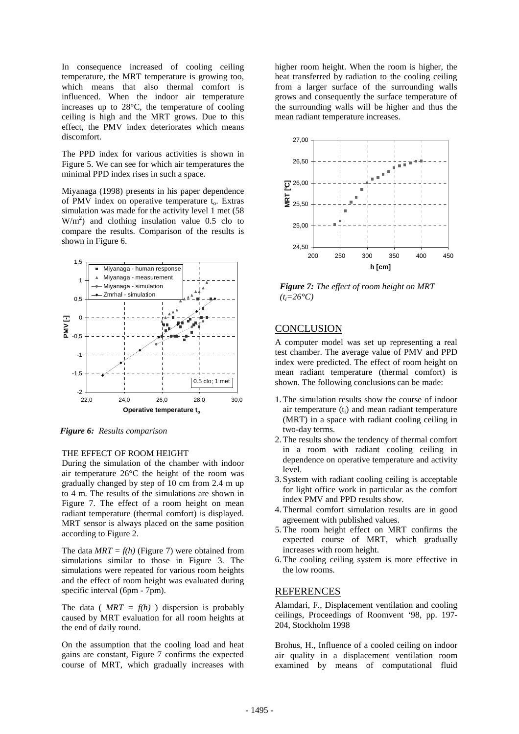In consequence increased of cooling ceiling temperature, the MRT temperature is growing too, which means that also thermal comfort is influenced. When the indoor air temperature increases up to 28°C, the temperature of cooling ceiling is high and the MRT grows. Due to this effect, the PMV index deteriorates which means discomfort.

The PPD index for various activities is shown in Figure 5. We can see for which air temperatures the minimal PPD index rises in such a space.

Miyanaga (1998) presents in his paper dependence of PMV index on operative temperature $t_o$. Extras simulation was made for the activity level 1 met (58 $W/m^2$) and clothing insulation value 0.5 clo to compare the results. Comparison of the results is shown in Figure 6.

*Figure 6: Results comparison*

### THE EFFECT OF ROOM HEIGHT

During the simulation of the chamber with indoor air temperature 26°C the height of the room was gradually changed by step of 10 cm from 2.4 m up to 4 m. The results of the simulations are shown in Figure 7. The effect of a room height on mean radiant temperature (thermal comfort) is displayed. MRT sensor is always placed on the same position according to Figure 2.

The data $MRT = f(h)$ (Figure 7) were obtained from simulations similar to those in Figure 3. The simulations were repeated for various room heights and the effect of room height was evaluated during specific interval (6pm - 7pm).

The data ( $MRT = f(h)$ ) dispersion is probably caused by MRT evaluation for all room heights at the end of daily round.

On the assumption that the cooling load and heat gains are constant, Figure 7 confirms the expected course of MRT, which gradually increases with higher room height. When the room is higher, the heat transferred by radiation to the cooling ceiling from a larger surface of the surrounding walls grows and consequently the surface temperature of the surrounding walls will be higher and thus the mean radiant temperature increases.

*Figure 7: The effect of room height on MRT ($t_i$=26°C)*

## CONCLUSION

A computer model was set up representing a real test chamber. The average value of PMV and PPD index were predicted. The effect of room height on mean radiant temperature (thermal comfort) is shown. The following conclusions can be made:

1. The simulation results show the course of indoor air temperature ($t_i$) and mean radiant temperature (MRT) in a space with radiant cooling ceiling in two-day terms.
2. The results show the tendency of thermal comfort in a room with radiant cooling ceiling in dependence on operative temperature and activity level.
3. System with radiant cooling ceiling is acceptable for light office work in particular as the comfort index PMV and PPD results show.
4. Thermal comfort simulation results are in good agreement with published values.
5. The room height effect on MRT confirms the expected course of MRT, which gradually increases with room height.
6. The cooling ceiling system is more effective in the low rooms.

## REFERENCES

Alamdari, F., Displacement ventilation and cooling ceilings, Proceedings of Roomvent '98, pp. 197-204, Stockholm 1998

Brohus, H., Influence of a cooled ceiling on indoor air quality in a displacement ventilation room examined by means of computational fluid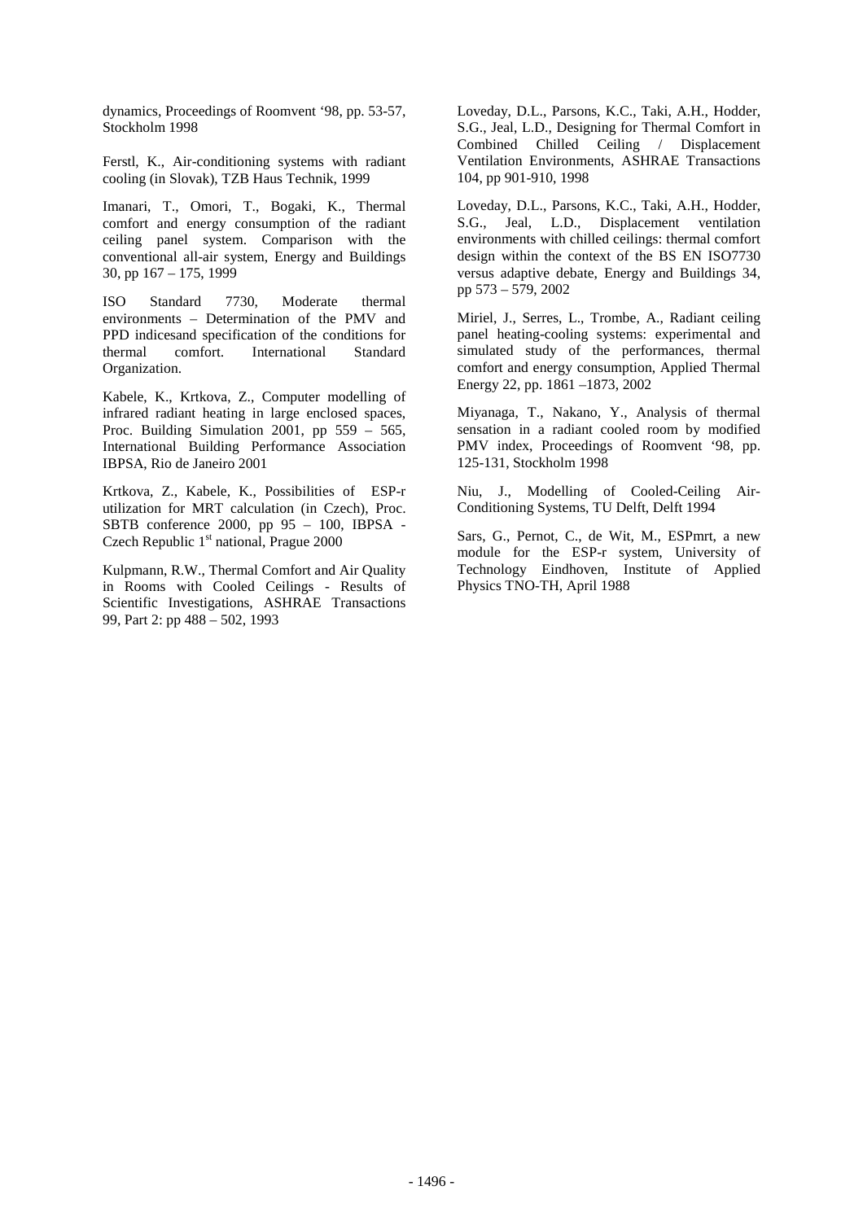dynamics, Proceedings of Roomvent '98, pp. 53-57, Stockholm 1998

Ferstl, K., Air-conditioning systems with radiant cooling (in Slovak), TZB Haus Technik, 1999

Imanari, T., Omori, T., Bogaki, K., Thermal comfort and energy consumption of the radiant ceiling panel system. Comparison with the conventional all-air system, Energy and Buildings 30, pp 167 – 175, 1999

ISO Standard 7730, Moderate thermal environments – Determination of the PMV and PPD indicesand specification of the conditions for thermal comfort. International Standard Organization.

Kabele, K., Krtkova, Z., Computer modelling of infrared radiant heating in large enclosed spaces, Proc. Building Simulation 2001, pp 559 – 565, International Building Performance Association IBPSA, Rio de Janeiro 2001

Krtkova, Z., Kabele, K., Possibilities of ESP-r utilization for MRT calculation (in Czech), Proc. SBTB conference 2000, pp 95 – 100, IBPSA - Czech Republic 1st national, Prague 2000

Kulpmann, R.W., Thermal Comfort and Air Quality in Rooms with Cooled Ceilings - Results of Scientific Investigations, ASHRAE Transactions 99, Part 2: pp 488 – 502, 1993

Loveday, D.L., Parsons, K.C., Taki, A.H., Hodder, S.G., Jeal, L.D., Designing for Thermal Comfort in Combined Chilled Ceiling / Displacement Ventilation Environments, ASHRAE Transactions 104, pp 901-910, 1998

Loveday, D.L., Parsons, K.C., Taki, A.H., Hodder, S.G., Jeal, L.D., Displacement ventilation environments with chilled ceilings: thermal comfort design within the context of the BS EN ISO7730 versus adaptive debate, Energy and Buildings 34, pp 573 – 579, 2002

Miriel, J., Serres, L., Trombe, A., Radiant ceiling panel heating-cooling systems: experimental and simulated study of the performances, thermal comfort and energy consumption, Applied Thermal Energy 22, pp. 1861 –1873, 2002

Miyanaga, T., Nakano, Y., Analysis of thermal sensation in a radiant cooled room by modified PMV index, Proceedings of Roomvent '98, pp. 125-131, Stockholm 1998

Niu, J., Modelling of Cooled-Ceiling Air-Conditioning Systems, TU Delft, Delft 1994

Sars, G., Pernot, C., de Wit, M., ESPmrt, a new module for the ESP-r system, University of Technology Eindhoven, Institute of Applied Physics TNO-TH, April 1988